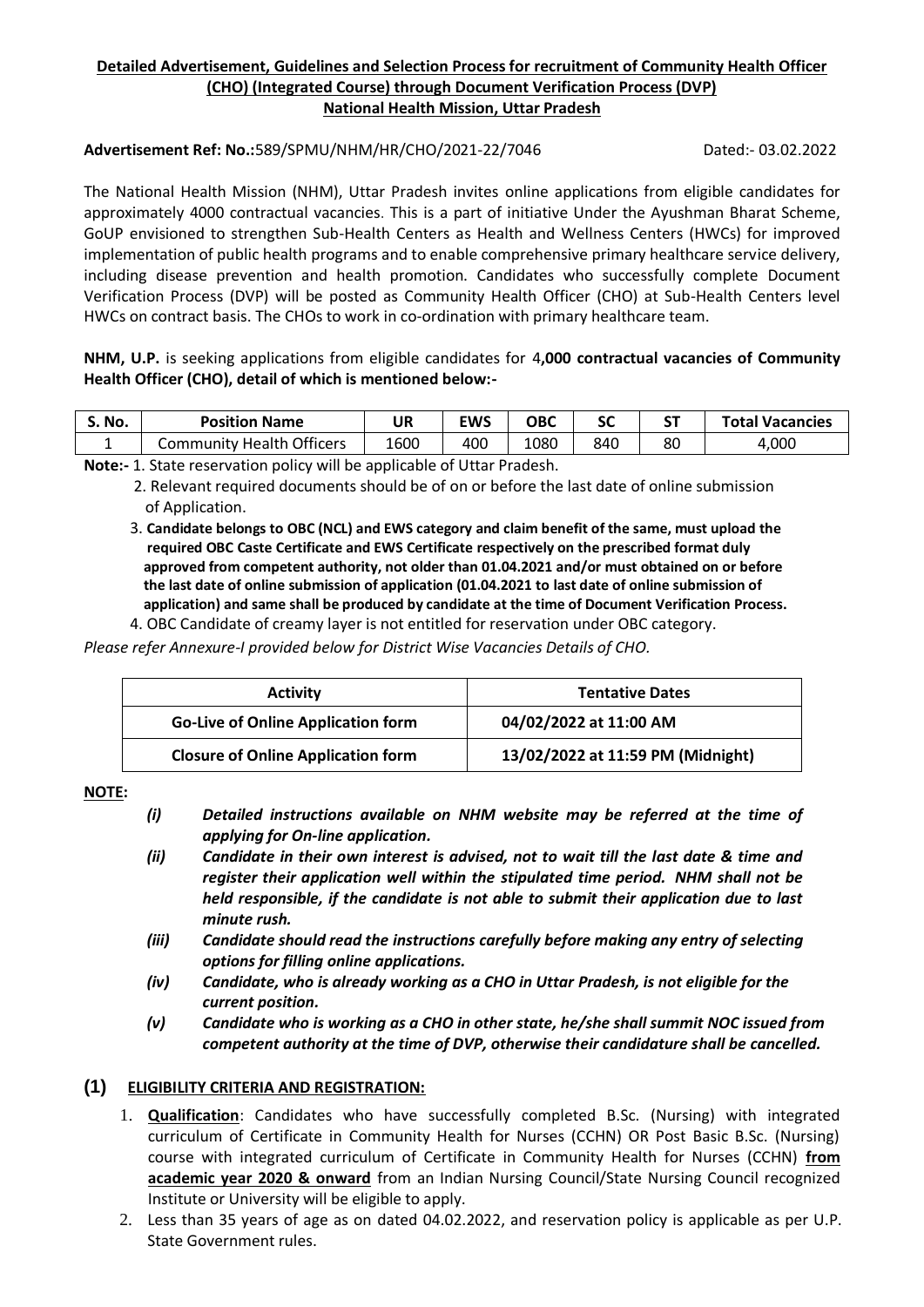**Detailed Advertisement, Guidelines and Selection Process for recruitment of Community Health Officer (CHO) (Integrated Course) through Document Verification Process (DVP) National Health Mission, Uttar Pradesh**

**Advertisement Ref: No.:**589/SPMU/NHM/HR/CHO/2021-22/7046 Dated:- 03.02.2022

The National Health Mission (NHM), Uttar Pradesh invites online applications from eligible candidates for approximately 4000 contractual vacancies. This is a part of initiative Under the Ayushman Bharat Scheme, GoUP envisioned to strengthen Sub-Health Centers as Health and Wellness Centers (HWCs) for improved implementation of public health programs and to enable comprehensive primary healthcare service delivery, including disease prevention and health promotion. Candidates who successfully complete Document Verification Process (DVP) will be posted as Community Health Officer (CHO) at Sub-Health Centers level HWCs on contract basis. The CHOs to work in co-ordination with primary healthcare team.

**NHM, U.P.** is seeking applications from eligible candidates for 4**,000 contractual vacancies of Community Health Officer (CHO), detail of which is mentioned below:-**

| S. No. | Position Name | UR | EWS | OBC | SC | ST | Total Vacancies |
|---|---|---|---|---|---|---|---|
| 1 | Community Health Officers | 1600 | 400 | 1080 | 840 | 80 | 4,000 |

**Note:-** 1. State reservation policy will be applicable of Uttar Pradesh.

2. Relevant required documents should be of on or before the last date of online submission of Application.
3. **Candidate belongs to OBC (NCL) and EWS category and claim benefit of the same, must upload the required OBC Caste Certificate and EWS Certificate respectively on the prescribed format duly approved from competent authority, not older than 01.04.2021 and/or must obtained on or before the last date of online submission of application (01.04.2021 to last date of online submission of application) and same shall be produced by candidate at the time of Document Verification Process.**
4. OBC Candidate of creamy layer is not entitled for reservation under OBC category.

*Please refer Annexure-I provided below for District Wise Vacancies Details of CHO.*

| Activity | Tentative Dates |
|---|---|
| **Go-Live of Online Application form** | **04/02/2022 at 11:00 AM** |
| **Closure of Online Application form** | **13/02/2022 at 11:59 PM (Midnight)** |

**NOTE:**

- ***(i) Detailed instructions available on NHM website may be referred at the time of applying for On-line application.***
- ***(ii) Candidate in their own interest is advised, not to wait till the last date & time and register their application well within the stipulated time period. NHM shall not be held responsible, if the candidate is not able to submit their application due to last minute rush.***
- ***(iii) Candidate should read the instructions carefully before making any entry of selecting options for filling online applications.***
- ***(iv) Candidate, who is already working as a CHO in Uttar Pradesh, is not eligible for the current position.***
- ***(v) Candidate who is working as a CHO in other state, he/she shall summit NOC issued from competent authority at the time of DVP, otherwise their candidature shall be cancelled.***

## (1) ELIGIBILITY CRITERIA AND REGISTRATION:

1. **Qualification**: Candidates who have successfully completed B.Sc. (Nursing) with integrated curriculum of Certificate in Community Health for Nurses (CCHN) OR Post Basic B.Sc. (Nursing) course with integrated curriculum of Certificate in Community Health for Nurses (CCHN) **from academic year 2020 & onward** from an Indian Nursing Council/State Nursing Council recognized Institute or University will be eligible to apply.
2. Less than 35 years of age as on dated 04.02.2022, and reservation policy is applicable as per U.P. State Government rules.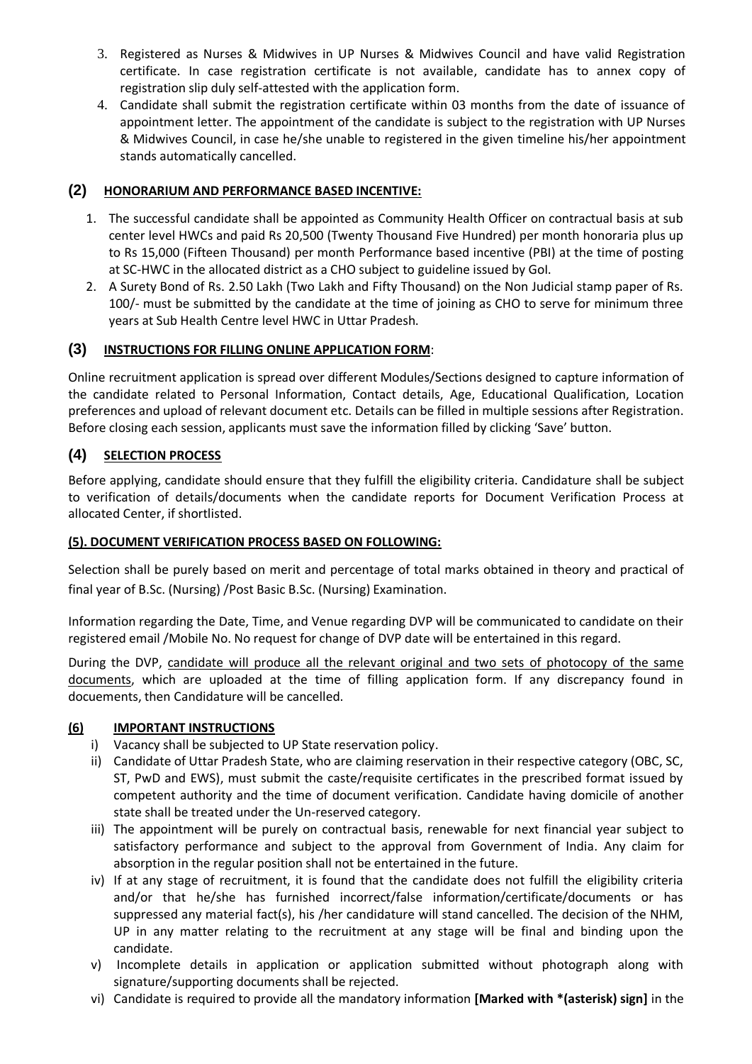3. Registered as Nurses & Midwives in UP Nurses & Midwives Council and have valid Registration certificate. In case registration certificate is not available, candidate has to annex copy of registration slip duly self-attested with the application form.
4. Candidate shall submit the registration certificate within 03 months from the date of issuance of appointment letter. The appointment of the candidate is subject to the registration with UP Nurses & Midwives Council, in case he/she unable to registered in the given timeline his/her appointment stands automatically cancelled.

## (2) HONORARIUM AND PERFORMANCE BASED INCENTIVE:

1. The successful candidate shall be appointed as Community Health Officer on contractual basis at sub center level HWCs and paid Rs 20,500 (Twenty Thousand Five Hundred) per month honoraria plus up to Rs 15,000 (Fifteen Thousand) per month Performance based incentive (PBI) at the time of posting at SC-HWC in the allocated district as a CHO subject to guideline issued by GoI.
2. A Surety Bond of Rs. 2.50 Lakh (Two Lakh and Fifty Thousand) on the Non Judicial stamp paper of Rs. 100/- must be submitted by the candidate at the time of joining as CHO to serve for minimum three years at Sub Health Centre level HWC in Uttar Pradesh.

## (3) INSTRUCTIONS FOR FILLING ONLINE APPLICATION FORM:

Online recruitment application is spread over different Modules/Sections designed to capture information of the candidate related to Personal Information, Contact details, Age, Educational Qualification, Location preferences and upload of relevant document etc. Details can be filled in multiple sessions after Registration. Before closing each session, applicants must save the information filled by clicking 'Save' button.

## (4) SELECTION PROCESS

Before applying, candidate should ensure that they fulfill the eligibility criteria. Candidature shall be subject to verification of details/documents when the candidate reports for Document Verification Process at allocated Center, if shortlisted.

### (5). DOCUMENT VERIFICATION PROCESS BASED ON FOLLOWING:

Selection shall be purely based on merit and percentage of total marks obtained in theory and practical of final year of B.Sc. (Nursing) /Post Basic B.Sc. (Nursing) Examination.

Information regarding the Date, Time, and Venue regarding DVP will be communicated to candidate on their registered email /Mobile No. No request for change of DVP date will be entertained in this regard.

During the DVP, candidate will produce all the relevant original and two sets of photocopy of the same documents, which are uploaded at the time of filling application form. If any discrepancy found in docuements, then Candidature will be cancelled.

## (6) IMPORTANT INSTRUCTIONS

i) Vacancy shall be subjected to UP State reservation policy.

ii) Candidate of Uttar Pradesh State, who are claiming reservation in their respective category (OBC, SC, ST, PwD and EWS), must submit the caste/requisite certificates in the prescribed format issued by competent authority and the time of document verification. Candidate having domicile of another state shall be treated under the Un-reserved category.

iii) The appointment will be purely on contractual basis, renewable for next financial year subject to satisfactory performance and subject to the approval from Government of India. Any claim for absorption in the regular position shall not be entertained in the future.

iv) If at any stage of recruitment, it is found that the candidate does not fulfill the eligibility criteria and/or that he/she has furnished incorrect/false information/certificate/documents or has suppressed any material fact(s), his /her candidature will stand cancelled. The decision of the NHM, UP in any matter relating to the recruitment at any stage will be final and binding upon the candidate.

v) Incomplete details in application or application submitted without photograph along with signature/supporting documents shall be rejected.

vi) Candidate is required to provide all the mandatory information **[Marked with *(asterisk) sign]** in the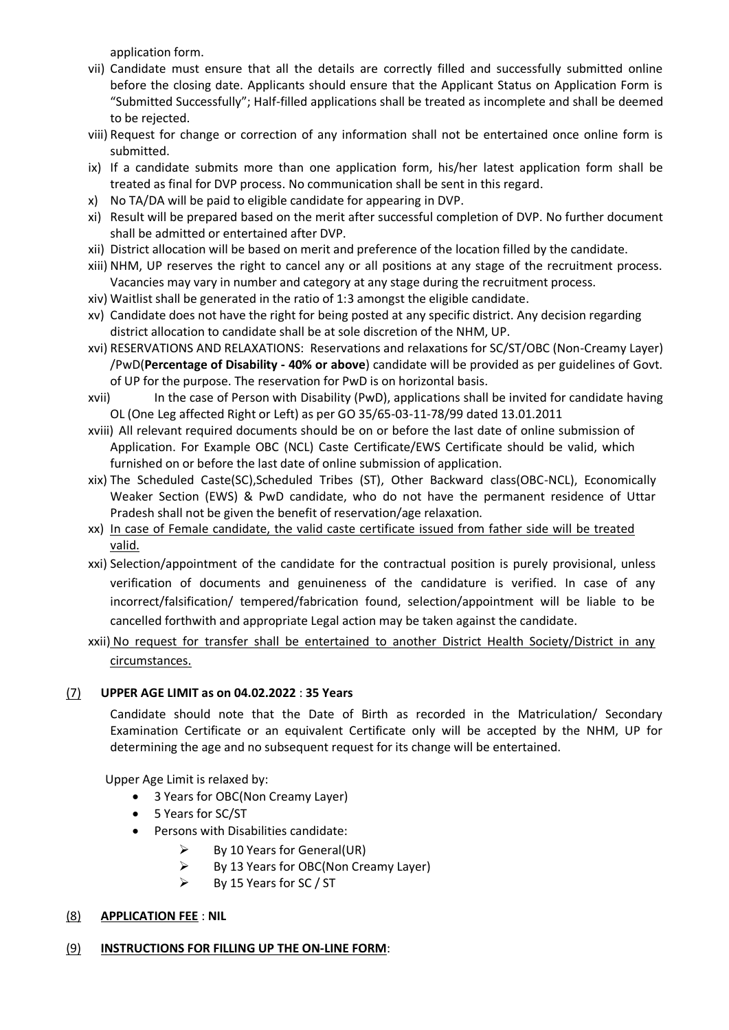application form.

vii) Candidate must ensure that all the details are correctly filled and successfully submitted online before the closing date. Applicants should ensure that the Applicant Status on Application Form is "Submitted Successfully"; Half-filled applications shall be treated as incomplete and shall be deemed to be rejected.

viii) Request for change or correction of any information shall not be entertained once online form is submitted.

ix) If a candidate submits more than one application form, his/her latest application form shall be treated as final for DVP process. No communication shall be sent in this regard.

x) No TA/DA will be paid to eligible candidate for appearing in DVP.

xi) Result will be prepared based on the merit after successful completion of DVP. No further document shall be admitted or entertained after DVP.

xii) District allocation will be based on merit and preference of the location filled by the candidate.

xiii) NHM, UP reserves the right to cancel any or all positions at any stage of the recruitment process. Vacancies may vary in number and category at any stage during the recruitment process.

xiv) Waitlist shall be generated in the ratio of 1:3 amongst the eligible candidate.

xv) Candidate does not have the right for being posted at any specific district. Any decision regarding district allocation to candidate shall be at sole discretion of the NHM, UP.

xvi) RESERVATIONS AND RELAXATIONS: Reservations and relaxations for SC/ST/OBC (Non-Creamy Layer) /PwD(**Percentage of Disability - 40% or above**) candidate will be provided as per guidelines of Govt. of UP for the purpose. The reservation for PwD is on horizontal basis.

xvii) In the case of Person with Disability (PwD), applications shall be invited for candidate having OL (One Leg affected Right or Left) as per GO 35/65-03-11-78/99 dated 13.01.2011

xviii) All relevant required documents should be on or before the last date of online submission of Application. For Example OBC (NCL) Caste Certificate/EWS Certificate should be valid, which furnished on or before the last date of online submission of application.

xix) The Scheduled Caste(SC),Scheduled Tribes (ST), Other Backward class(OBC-NCL), Economically Weaker Section (EWS) & PwD candidate, who do not have the permanent residence of Uttar Pradesh shall not be given the benefit of reservation/age relaxation.

xx) <u>In case of Female candidate, the valid caste certificate issued from father side will be treated valid.</u>

xxi) Selection/appointment of the candidate for the contractual position is purely provisional, unless verification of documents and genuineness of the candidature is verified. In case of any incorrect/falsification/ tempered/fabrication found, selection/appointment will be liable to be cancelled forthwith and appropriate Legal action may be taken against the candidate.

xxii) <u>No request for transfer shall be entertained to another District Health Society/District in any circumstances.</u>

## (7) UPPER AGE LIMIT as on 04.02.2022 : 35 Years

Candidate should note that the Date of Birth as recorded in the Matriculation/ Secondary Examination Certificate or an equivalent Certificate only will be accepted by the NHM, UP for determining the age and no subsequent request for its change will be entertained.

Upper Age Limit is relaxed by:

- 3 Years for OBC(Non Creamy Layer)
- 5 Years for SC/ST
- Persons with Disabilities candidate:
  - By 10 Years for General(UR)
  - By 13 Years for OBC(Non Creamy Layer)
  - By 15 Years for SC / ST

## (8) APPLICATION FEE : NIL

## (9) INSTRUCTIONS FOR FILLING UP THE ON-LINE FORM: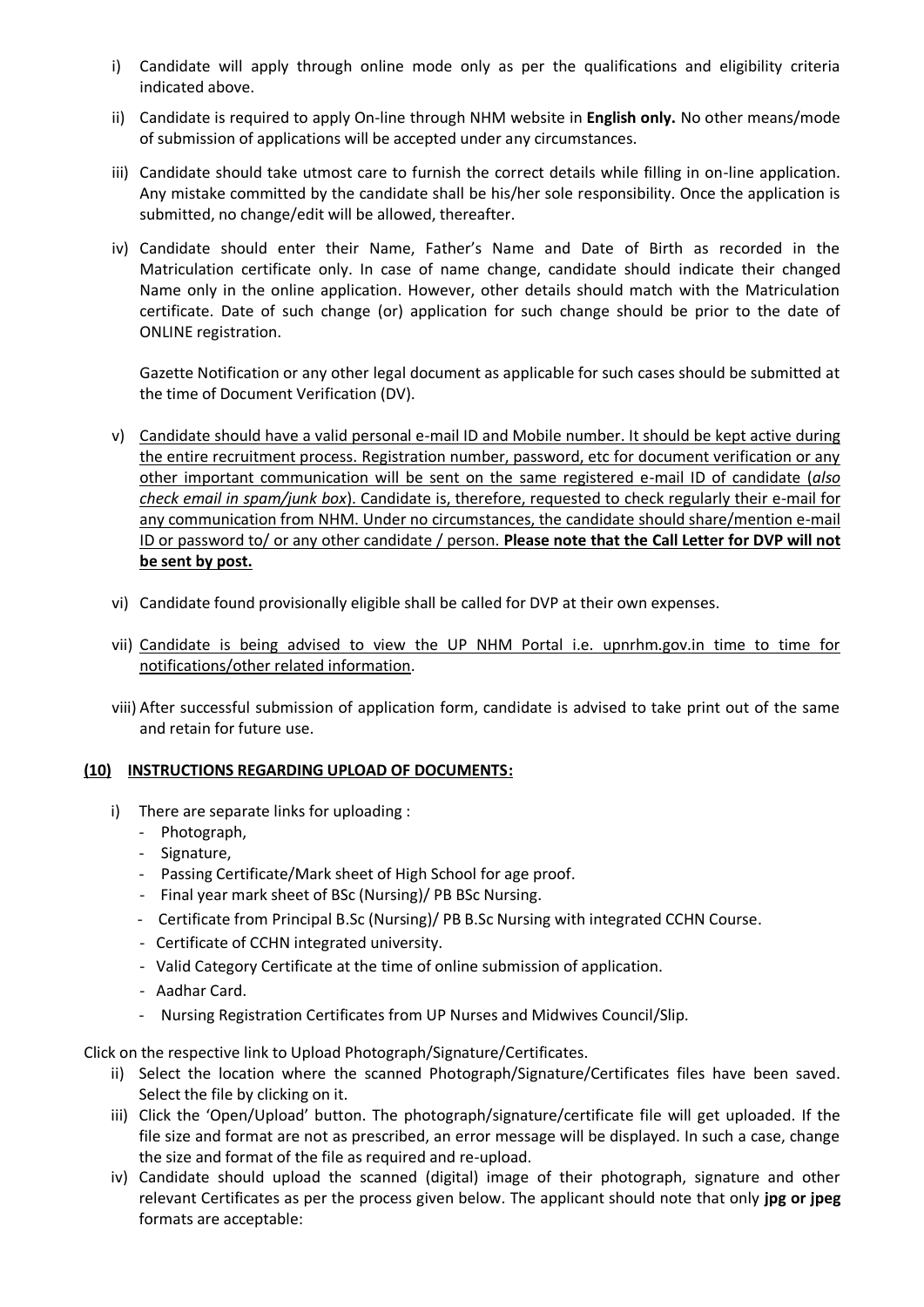i) Candidate will apply through online mode only as per the qualifications and eligibility criteria indicated above.

ii) Candidate is required to apply On-line through NHM website in **English only.** No other means/mode of submission of applications will be accepted under any circumstances.

iii) Candidate should take utmost care to furnish the correct details while filling in on-line application. Any mistake committed by the candidate shall be his/her sole responsibility. Once the application is submitted, no change/edit will be allowed, thereafter.

iv) Candidate should enter their Name, Father's Name and Date of Birth as recorded in the Matriculation certificate only. In case of name change, candidate should indicate their changed Name only in the online application. However, other details should match with the Matriculation certificate. Date of such change (or) application for such change should be prior to the date of ONLINE registration.

Gazette Notification or any other legal document as applicable for such cases should be submitted at the time of Document Verification (DV).

v) Candidate should have a valid personal e-mail ID and Mobile number. It should be kept active during the entire recruitment process. Registration number, password, etc for document verification or any other important communication will be sent on the same registered e-mail ID of candidate (*also check email in spam/junk box*). Candidate is, therefore, requested to check regularly their e-mail for any communication from NHM. Under no circumstances, the candidate should share/mention e-mail ID or password to/ or any other candidate / person. **Please note that the Call Letter for DVP will not be sent by post.**

vi) Candidate found provisionally eligible shall be called for DVP at their own expenses.

vii) Candidate is being advised to view the UP NHM Portal i.e. upnrhm.gov.in time to time for notifications/other related information.

viii) After successful submission of application form, candidate is advised to take print out of the same and retain for future use.

### (10) INSTRUCTIONS REGARDING UPLOAD OF DOCUMENTS:

i) There are separate links for uploading :
   - Photograph,
   - Signature,
   - Passing Certificate/Mark sheet of High School for age proof.
   - Final year mark sheet of BSc (Nursing)/ PB BSc Nursing.
   - Certificate from Principal B.Sc (Nursing)/ PB B.Sc Nursing with integrated CCHN Course.
   - Certificate of CCHN integrated university.
   - Valid Category Certificate at the time of online submission of application.
   - Aadhar Card.
   - Nursing Registration Certificates from UP Nurses and Midwives Council/Slip.

Click on the respective link to Upload Photograph/Signature/Certificates.

ii) Select the location where the scanned Photograph/Signature/Certificates files have been saved. Select the file by clicking on it.

iii) Click the 'Open/Upload' button. The photograph/signature/certificate file will get uploaded. If the file size and format are not as prescribed, an error message will be displayed. In such a case, change the size and format of the file as required and re-upload.

iv) Candidate should upload the scanned (digital) image of their photograph, signature and other relevant Certificates as per the process given below. The applicant should note that only **jpg or jpeg** formats are acceptable: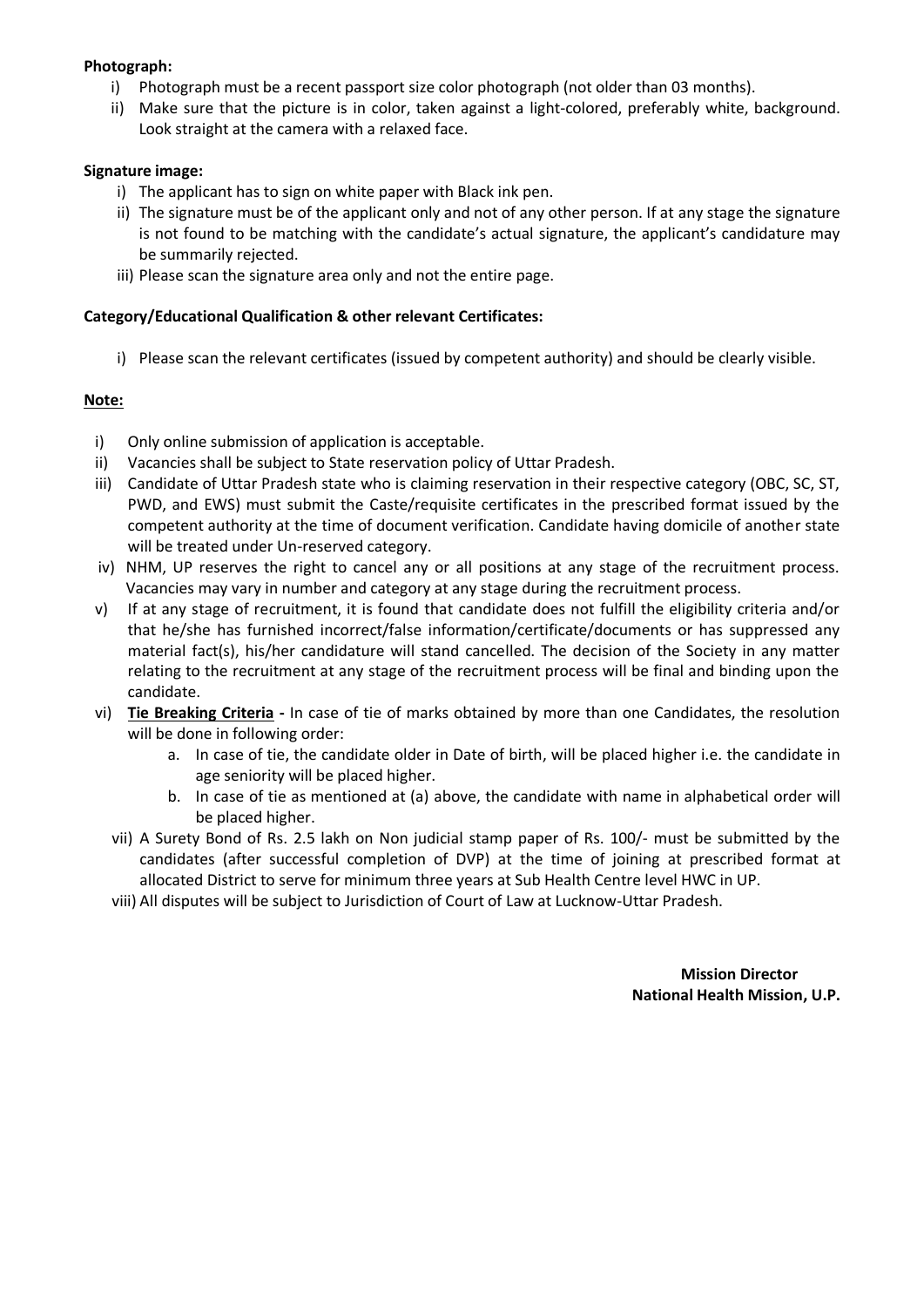**Photograph:**

i) Photograph must be a recent passport size color photograph (not older than 03 months).

ii) Make sure that the picture is in color, taken against a light-colored, preferably white, background. Look straight at the camera with a relaxed face.

**Signature image:**

i) The applicant has to sign on white paper with Black ink pen.

ii) The signature must be of the applicant only and not of any other person. If at any stage the signature is not found to be matching with the candidate's actual signature, the applicant's candidature may be summarily rejected.

iii) Please scan the signature area only and not the entire page.

**Category/Educational Qualification & other relevant Certificates:**

i) Please scan the relevant certificates (issued by competent authority) and should be clearly visible.

**Note:**

i) Only online submission of application is acceptable.

ii) Vacancies shall be subject to State reservation policy of Uttar Pradesh.

iii) Candidate of Uttar Pradesh state who is claiming reservation in their respective category (OBC, SC, ST, PWD, and EWS) must submit the Caste/requisite certificates in the prescribed format issued by the competent authority at the time of document verification. Candidate having domicile of another state will be treated under Un-reserved category.

iv) NHM, UP reserves the right to cancel any or all positions at any stage of the recruitment process. Vacancies may vary in number and category at any stage during the recruitment process.

v) If at any stage of recruitment, it is found that candidate does not fulfill the eligibility criteria and/or that he/she has furnished incorrect/false information/certificate/documents or has suppressed any material fact(s), his/her candidature will stand cancelled. The decision of the Society in any matter relating to the recruitment at any stage of the recruitment process will be final and binding upon the candidate.

vi) **Tie Breaking Criteria -** In case of tie of marks obtained by more than one Candidates, the resolution will be done in following order:

   a. In case of tie, the candidate older in Date of birth, will be placed higher i.e. the candidate in age seniority will be placed higher.

   b. In case of tie as mentioned at (a) above, the candidate with name in alphabetical order will be placed higher.

vii) A Surety Bond of Rs. 2.5 lakh on Non judicial stamp paper of Rs. 100/- must be submitted by the candidates (after successful completion of DVP) at the time of joining at prescribed format at allocated District to serve for minimum three years at Sub Health Centre level HWC in UP.

viii) All disputes will be subject to Jurisdiction of Court of Law at Lucknow-Uttar Pradesh.

**Mission Director**
**National Health Mission, U.P.**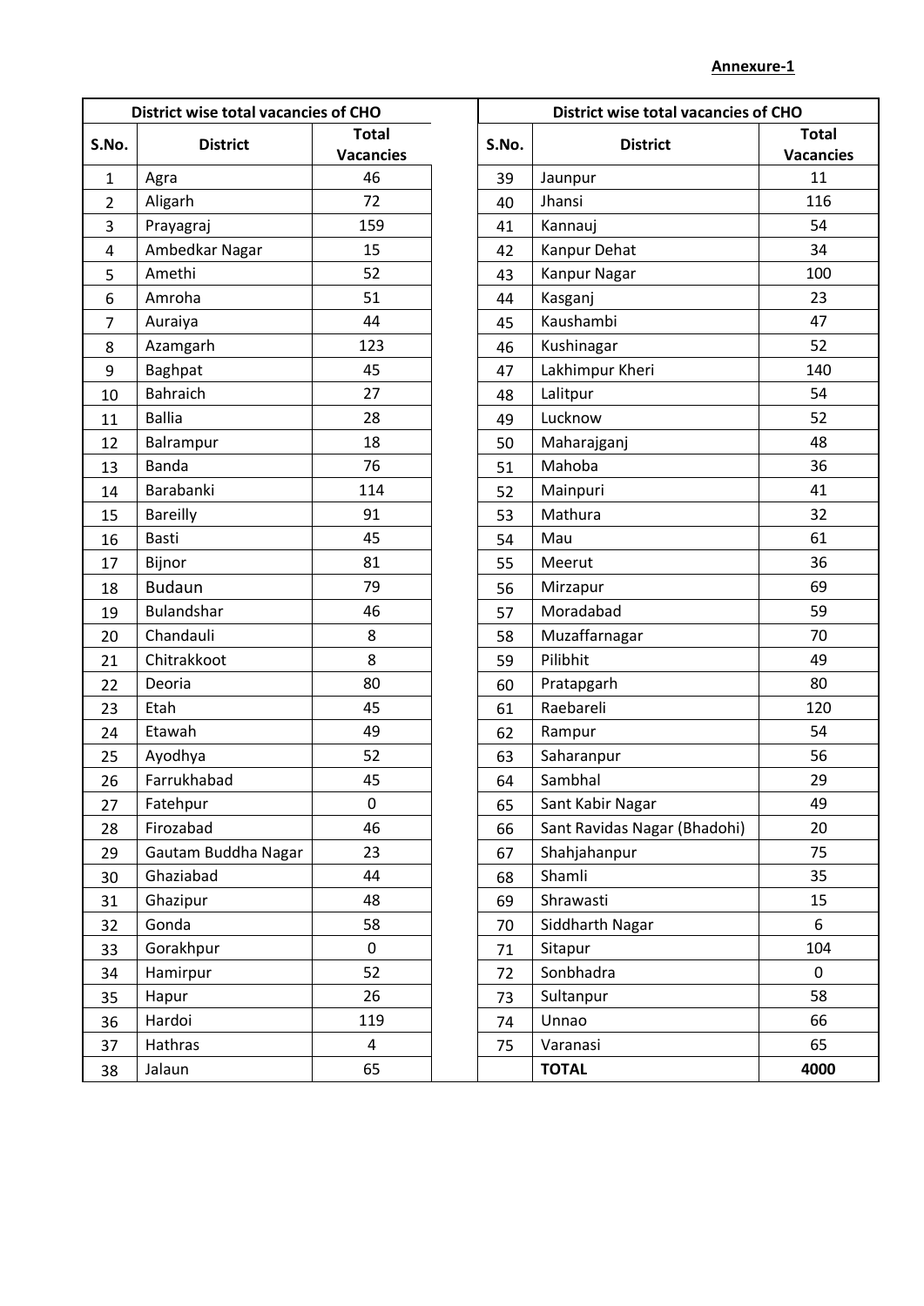**Annexure-1**

| District wise total vacancies of CHO | | |
|---|---|---|
| S.No. | District | Total Vacancies |
| 1 | Agra | 46 |
| 2 | Aligarh | 72 |
| 3 | Prayagraj | 159 |
| 4 | Ambedkar Nagar | 15 |
| 5 | Amethi | 52 |
| 6 | Amroha | 51 |
| 7 | Auraiya | 44 |
| 8 | Azamgarh | 123 |
| 9 | Baghpat | 45 |
| 10 | Bahraich | 27 |
| 11 | Ballia | 28 |
| 12 | Balrampur | 18 |
| 13 | Banda | 76 |
| 14 | Barabanki | 114 |
| 15 | Bareilly | 91 |
| 16 | Basti | 45 |
| 17 | Bijnor | 81 |
| 18 | Budaun | 79 |
| 19 | Bulandshar | 46 |
| 20 | Chandauli | 8 |
| 21 | Chitrakkoot | 8 |
| 22 | Deoria | 80 |
| 23 | Etah | 45 |
| 24 | Etawah | 49 |
| 25 | Ayodhya | 52 |
| 26 | Farrukhabad | 45 |
| 27 | Fatehpur | 0 |
| 28 | Firozabad | 46 |
| 29 | Gautam Buddha Nagar | 23 |
| 30 | Ghaziabad | 44 |
| 31 | Ghazipur | 48 |
| 32 | Gonda | 58 |
| 33 | Gorakhpur | 0 |
| 34 | Hamirpur | 52 |
| 35 | Hapur | 26 |
| 36 | Hardoi | 119 |
| 37 | Hathras | 4 |
| 38 | Jalaun | 65 |
| 39 | Jaunpur | 11 |
| 40 | Jhansi | 116 |
| 41 | Kannauj | 54 |
| 42 | Kanpur Dehat | 34 |
| 43 | Kanpur Nagar | 100 |
| 44 | Kasganj | 23 |
| 45 | Kaushambi | 47 |
| 46 | Kushinagar | 52 |
| 47 | Lakhimpur Kheri | 140 |
| 48 | Lalitpur | 54 |
| 49 | Lucknow | 52 |
| 50 | Maharajganj | 48 |
| 51 | Mahoba | 36 |
| 52 | Mainpuri | 41 |
| 53 | Mathura | 32 |
| 54 | Mau | 61 |
| 55 | Meerut | 36 |
| 56 | Mirzapur | 69 |
| 57 | Moradabad | 59 |
| 58 | Muzaffarnagar | 70 |
| 59 | Pilibhit | 49 |
| 60 | Pratapgarh | 80 |
| 61 | Raebareli | 120 |
| 62 | Rampur | 54 |
| 63 | Saharanpur | 56 |
| 64 | Sambhal | 29 |
| 65 | Sant Kabir Nagar | 49 |
| 66 | Sant Ravidas Nagar (Bhadohi) | 20 |
| 67 | Shahjahanpur | 75 |
| 68 | Shamli | 35 |
| 69 | Shrawasti | 15 |
| 70 | Siddharth Nagar | 6 |
| 71 | Sitapur | 104 |
| 72 | Sonbhadra | 0 |
| 73 | Sultanpur | 58 |
| 74 | Unnao | 66 |
| 75 | Varanasi | 65 |
| | **TOTAL** | **4000** |